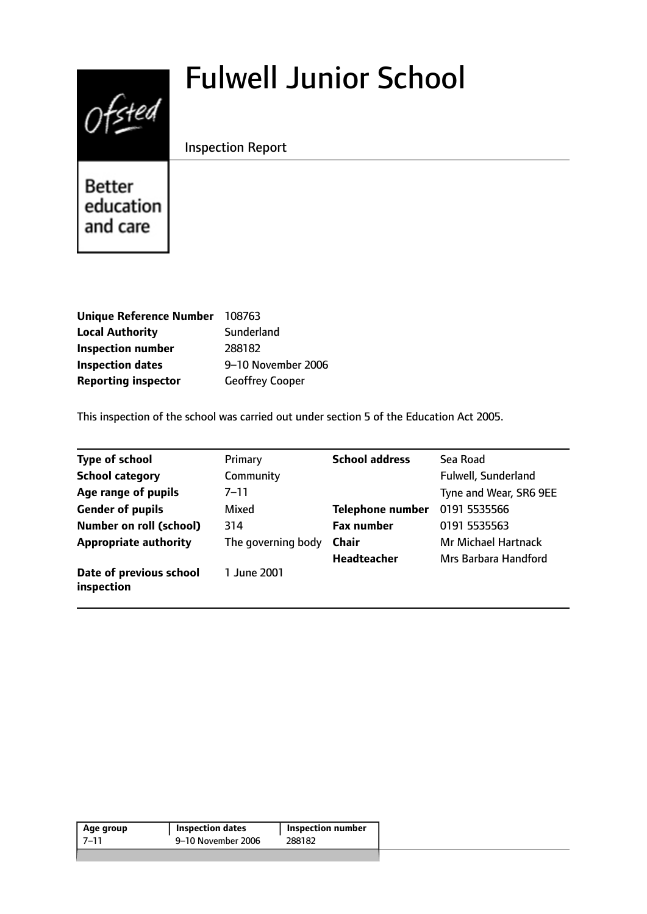# Fulwell Junior School

Inspection Report

Ofsted — Better education and care

| | |
|---|---|
| **Unique Reference Number** | 108763 |
| **Local Authority** | Sunderland |
| **Inspection number** | 288182 |
| **Inspection dates** | 9–10 November 2006 |
| **Reporting inspector** | Geoffrey Cooper |

This inspection of the school was carried out under section 5 of the Education Act 2005.

| | | | |
|---|---|---|---|
| **Type of school** | Primary | **School address** | Sea Road |
| **School category** | Community | | Fulwell, Sunderland |
| **Age range of pupils** | 7–11 | | Tyne and Wear, SR6 9EE |
| **Gender of pupils** | Mixed | **Telephone number** | 0191 5535566 |
| **Number on roll (school)** | 314 | **Fax number** | 0191 5535563 |
| **Appropriate authority** | The governing body | **Chair** | Mr Michael Hartnack |
| | | **Headteacher** | Mrs Barbara Handford |
| **Date of previous school inspection** | 1 June 2001 | | |

| Age group | Inspection dates | Inspection number |
|---|---|---|
| 7–11 | 9–10 November 2006 | 288182 |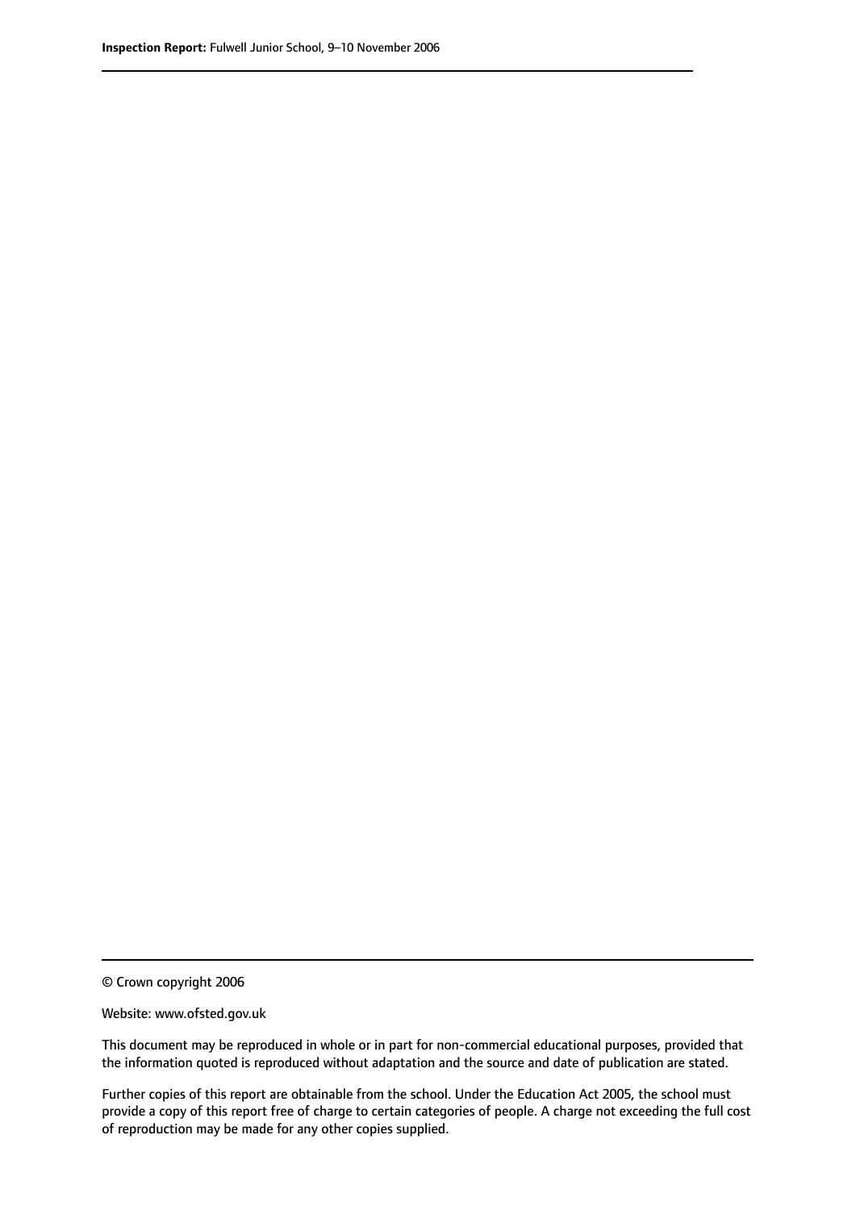© Crown copyright 2006

Website: www.ofsted.gov.uk

This document may be reproduced in whole or in part for non-commercial educational purposes, provided that the information quoted is reproduced without adaptation and the source and date of publication are stated.

Further copies of this report are obtainable from the school. Under the Education Act 2005, the school must provide a copy of this report free of charge to certain categories of people. A charge not exceeding the full cost of reproduction may be made for any other copies supplied.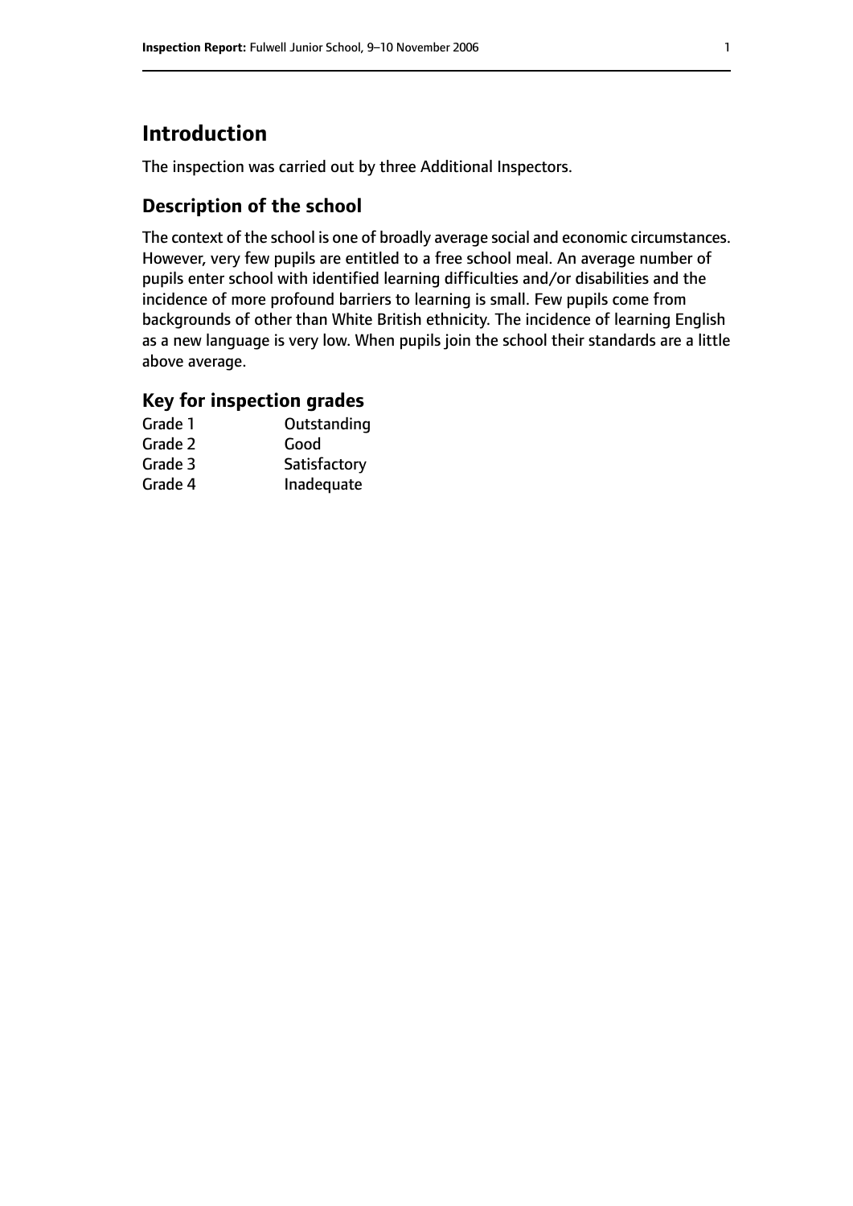# Introduction

The inspection was carried out by three Additional Inspectors.

## Description of the school

The context of the school is one of broadly average social and economic circumstances. However, very few pupils are entitled to a free school meal. An average number of pupils enter school with identified learning difficulties and/or disabilities and the incidence of more profound barriers to learning is small. Few pupils come from backgrounds of other than White British ethnicity. The incidence of learning English as a new language is very low. When pupils join the school their standards are a little above average.

## Key for inspection grades

| | |
|---|---|
| Grade 1 | Outstanding |
| Grade 2 | Good |
| Grade 3 | Satisfactory |
| Grade 4 | Inadequate |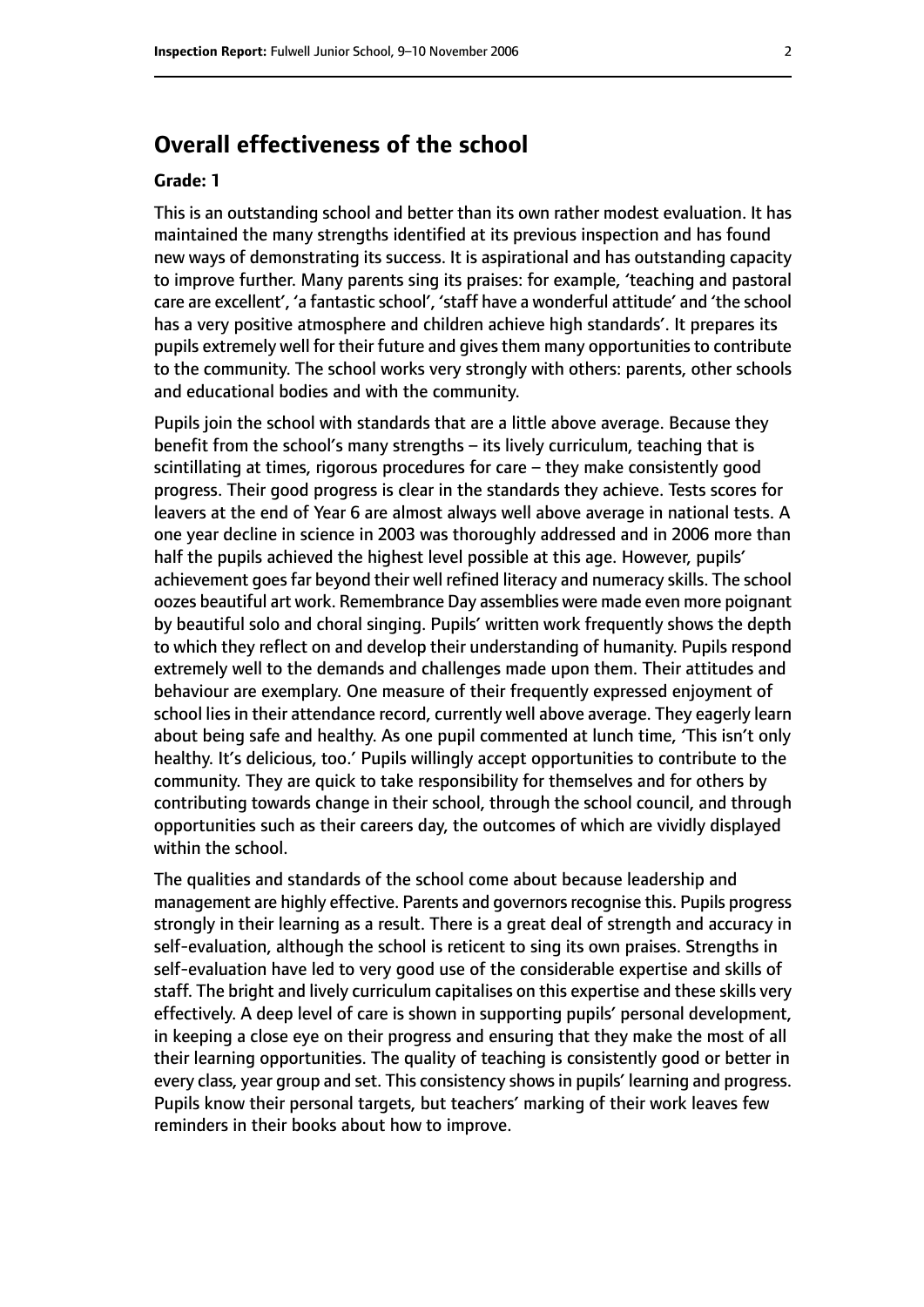## Overall effectiveness of the school

**Grade: 1**

This is an outstanding school and better than its own rather modest evaluation. It has maintained the many strengths identified at its previous inspection and has found new ways of demonstrating its success. It is aspirational and has outstanding capacity to improve further. Many parents sing its praises: for example, 'teaching and pastoral care are excellent', 'a fantastic school', 'staff have a wonderful attitude' and 'the school has a very positive atmosphere and children achieve high standards'. It prepares its pupils extremely well for their future and gives them many opportunities to contribute to the community. The school works very strongly with others: parents, other schools and educational bodies and with the community.

Pupils join the school with standards that are a little above average. Because they benefit from the school's many strengths – its lively curriculum, teaching that is scintillating at times, rigorous procedures for care – they make consistently good progress. Their good progress is clear in the standards they achieve. Tests scores for leavers at the end of Year 6 are almost always well above average in national tests. A one year decline in science in 2003 was thoroughly addressed and in 2006 more than half the pupils achieved the highest level possible at this age. However, pupils' achievement goes far beyond their well refined literacy and numeracy skills. The school oozes beautiful art work. Remembrance Day assemblies were made even more poignant by beautiful solo and choral singing. Pupils' written work frequently shows the depth to which they reflect on and develop their understanding of humanity. Pupils respond extremely well to the demands and challenges made upon them. Their attitudes and behaviour are exemplary. One measure of their frequently expressed enjoyment of school lies in their attendance record, currently well above average. They eagerly learn about being safe and healthy. As one pupil commented at lunch time, 'This isn't only healthy. It's delicious, too.' Pupils willingly accept opportunities to contribute to the community. They are quick to take responsibility for themselves and for others by contributing towards change in their school, through the school council, and through opportunities such as their careers day, the outcomes of which are vividly displayed within the school.

The qualities and standards of the school come about because leadership and management are highly effective. Parents and governors recognise this. Pupils progress strongly in their learning as a result. There is a great deal of strength and accuracy in self-evaluation, although the school is reticent to sing its own praises. Strengths in self-evaluation have led to very good use of the considerable expertise and skills of staff. The bright and lively curriculum capitalises on this expertise and these skills very effectively. A deep level of care is shown in supporting pupils' personal development, in keeping a close eye on their progress and ensuring that they make the most of all their learning opportunities. The quality of teaching is consistently good or better in every class, year group and set. This consistency shows in pupils' learning and progress. Pupils know their personal targets, but teachers' marking of their work leaves few reminders in their books about how to improve.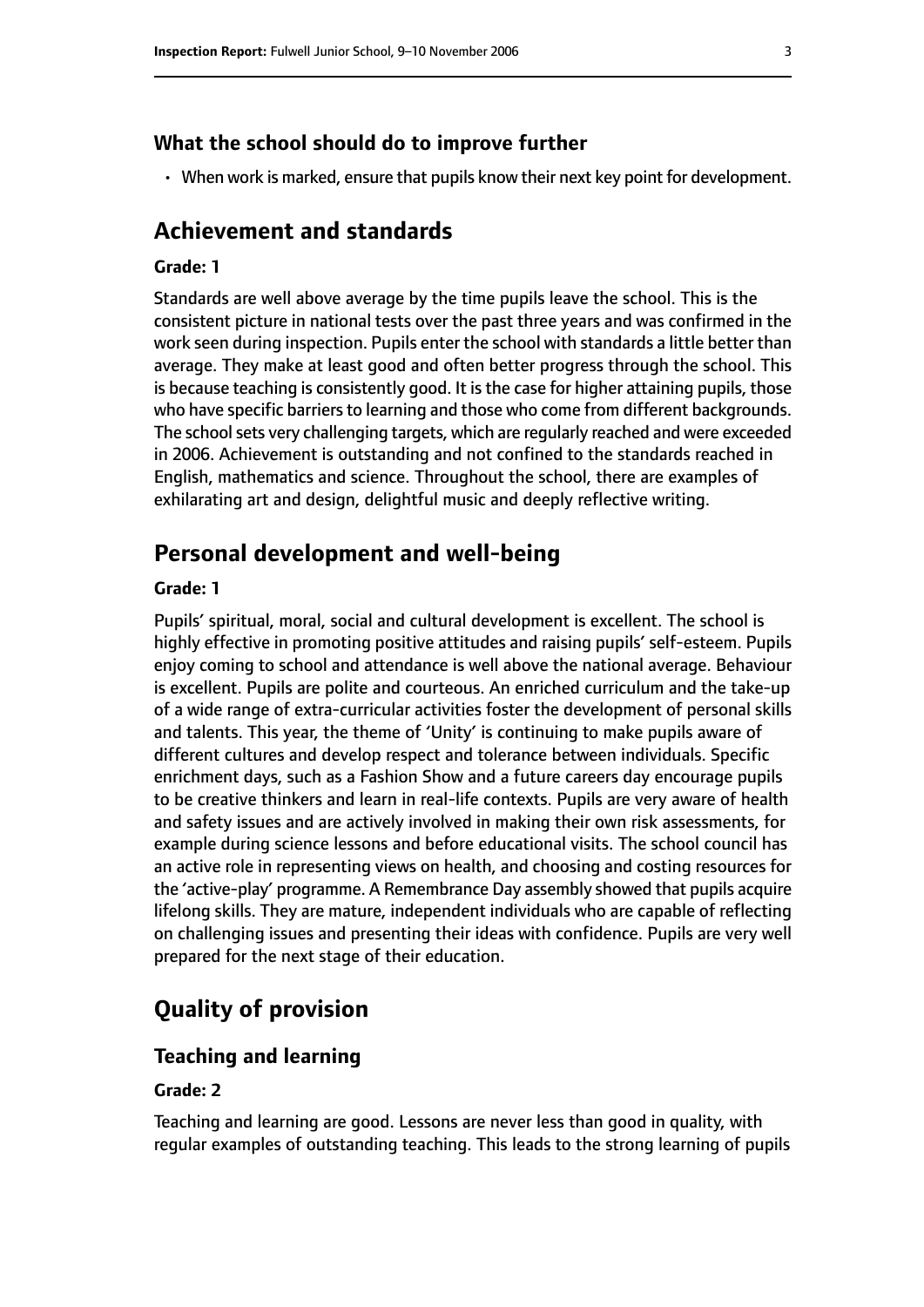### What the school should do to improve further

- When work is marked, ensure that pupils know their next key point for development.

## Achievement and standards

#### Grade: 1

Standards are well above average by the time pupils leave the school. This is the consistent picture in national tests over the past three years and was confirmed in the work seen during inspection. Pupils enter the school with standards a little better than average. They make at least good and often better progress through the school. This is because teaching is consistently good. It is the case for higher attaining pupils, those who have specific barriers to learning and those who come from different backgrounds. The school sets very challenging targets, which are regularly reached and were exceeded in 2006. Achievement is outstanding and not confined to the standards reached in English, mathematics and science. Throughout the school, there are examples of exhilarating art and design, delightful music and deeply reflective writing.

## Personal development and well-being

#### Grade: 1

Pupils' spiritual, moral, social and cultural development is excellent. The school is highly effective in promoting positive attitudes and raising pupils' self-esteem. Pupils enjoy coming to school and attendance is well above the national average. Behaviour is excellent. Pupils are polite and courteous. An enriched curriculum and the take-up of a wide range of extra-curricular activities foster the development of personal skills and talents. This year, the theme of 'Unity' is continuing to make pupils aware of different cultures and develop respect and tolerance between individuals. Specific enrichment days, such as a Fashion Show and a future careers day encourage pupils to be creative thinkers and learn in real-life contexts. Pupils are very aware of health and safety issues and are actively involved in making their own risk assessments, for example during science lessons and before educational visits. The school council has an active role in representing views on health, and choosing and costing resources for the 'active-play' programme. A Remembrance Day assembly showed that pupils acquire lifelong skills. They are mature, independent individuals who are capable of reflecting on challenging issues and presenting their ideas with confidence. Pupils are very well prepared for the next stage of their education.

## Quality of provision

### Teaching and learning

#### Grade: 2

Teaching and learning are good. Lessons are never less than good in quality, with regular examples of outstanding teaching. This leads to the strong learning of pupils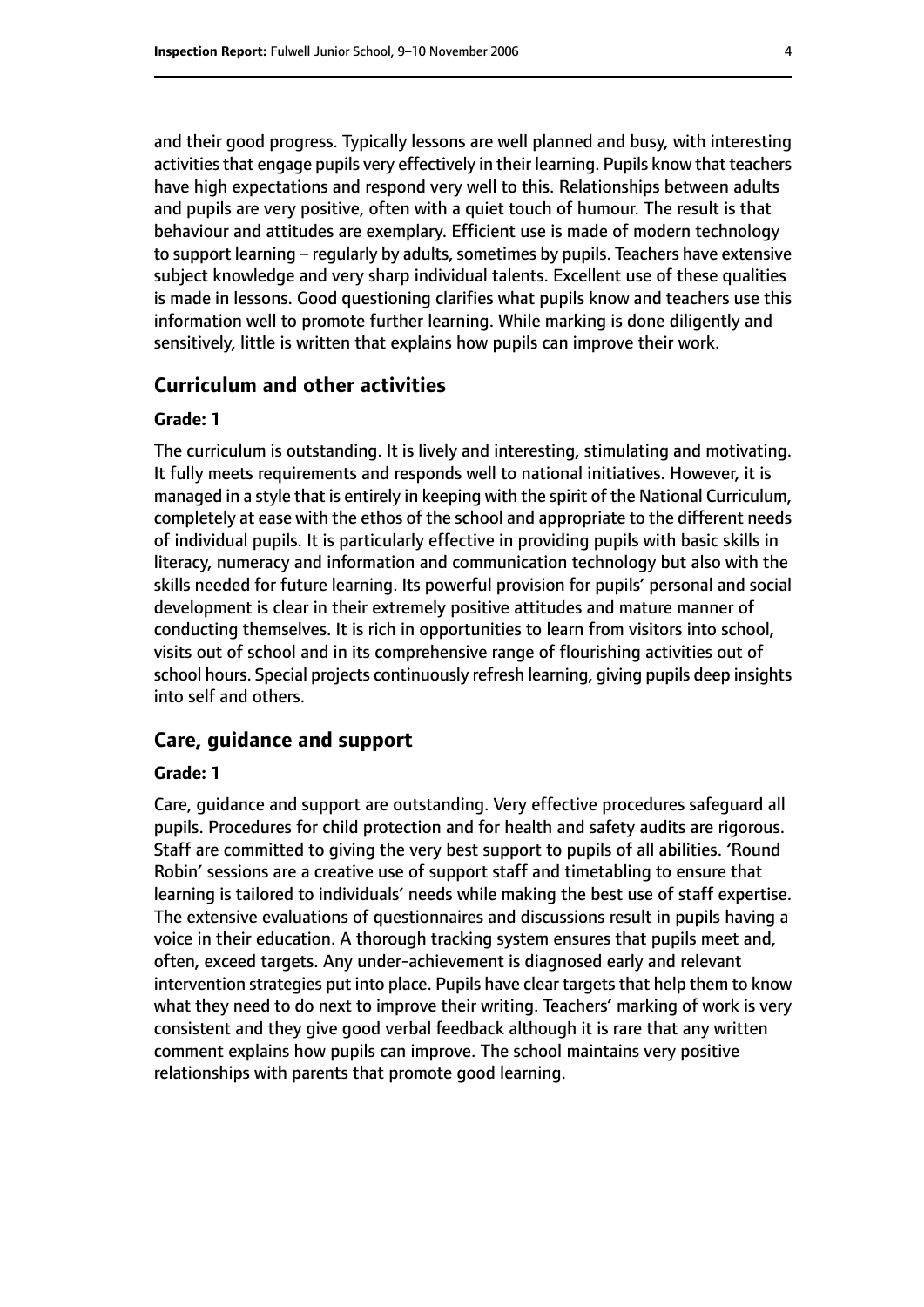and their good progress. Typically lessons are well planned and busy, with interesting activities that engage pupils very effectively in their learning. Pupils know that teachers have high expectations and respond very well to this. Relationships between adults and pupils are very positive, often with a quiet touch of humour. The result is that behaviour and attitudes are exemplary. Efficient use is made of modern technology to support learning – regularly by adults, sometimes by pupils. Teachers have extensive subject knowledge and very sharp individual talents. Excellent use of these qualities is made in lessons. Good questioning clarifies what pupils know and teachers use this information well to promote further learning. While marking is done diligently and sensitively, little is written that explains how pupils can improve their work.

## Curriculum and other activities

#### Grade: 1

The curriculum is outstanding. It is lively and interesting, stimulating and motivating. It fully meets requirements and responds well to national initiatives. However, it is managed in a style that is entirely in keeping with the spirit of the National Curriculum, completely at ease with the ethos of the school and appropriate to the different needs of individual pupils. It is particularly effective in providing pupils with basic skills in literacy, numeracy and information and communication technology but also with the skills needed for future learning. Its powerful provision for pupils' personal and social development is clear in their extremely positive attitudes and mature manner of conducting themselves. It is rich in opportunities to learn from visitors into school, visits out of school and in its comprehensive range of flourishing activities out of school hours. Special projects continuously refresh learning, giving pupils deep insights into self and others.

## Care, guidance and support

#### Grade: 1

Care, guidance and support are outstanding. Very effective procedures safeguard all pupils. Procedures for child protection and for health and safety audits are rigorous. Staff are committed to giving the very best support to pupils of all abilities. 'Round Robin' sessions are a creative use of support staff and timetabling to ensure that learning is tailored to individuals' needs while making the best use of staff expertise. The extensive evaluations of questionnaires and discussions result in pupils having a voice in their education. A thorough tracking system ensures that pupils meet and, often, exceed targets. Any under-achievement is diagnosed early and relevant intervention strategies put into place. Pupils have clear targets that help them to know what they need to do next to improve their writing. Teachers' marking of work is very consistent and they give good verbal feedback although it is rare that any written comment explains how pupils can improve. The school maintains very positive relationships with parents that promote good learning.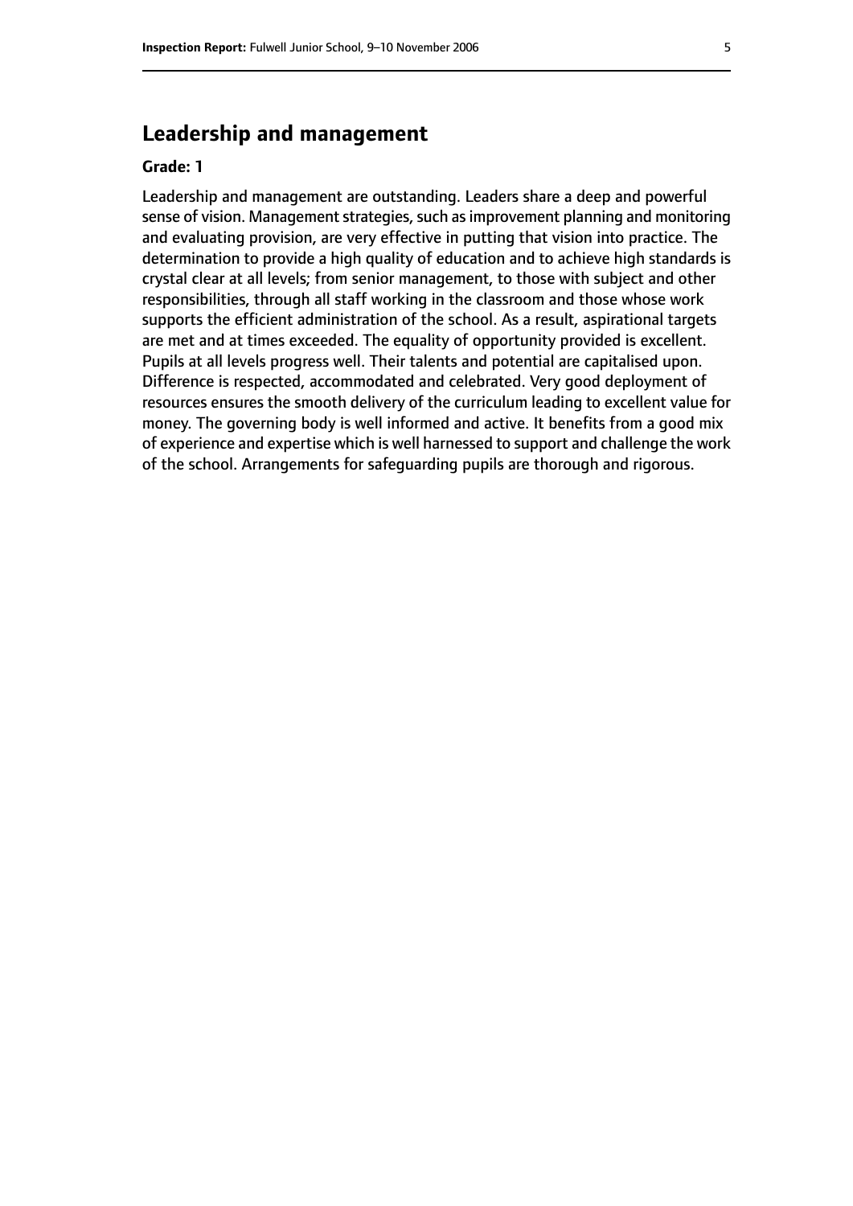## Leadership and management

**Grade: 1**

Leadership and management are outstanding. Leaders share a deep and powerful sense of vision. Management strategies, such as improvement planning and monitoring and evaluating provision, are very effective in putting that vision into practice. The determination to provide a high quality of education and to achieve high standards is crystal clear at all levels; from senior management, to those with subject and other responsibilities, through all staff working in the classroom and those whose work supports the efficient administration of the school. As a result, aspirational targets are met and at times exceeded. The equality of opportunity provided is excellent. Pupils at all levels progress well. Their talents and potential are capitalised upon. Difference is respected, accommodated and celebrated. Very good deployment of resources ensures the smooth delivery of the curriculum leading to excellent value for money. The governing body is well informed and active. It benefits from a good mix of experience and expertise which is well harnessed to support and challenge the work of the school. Arrangements for safeguarding pupils are thorough and rigorous.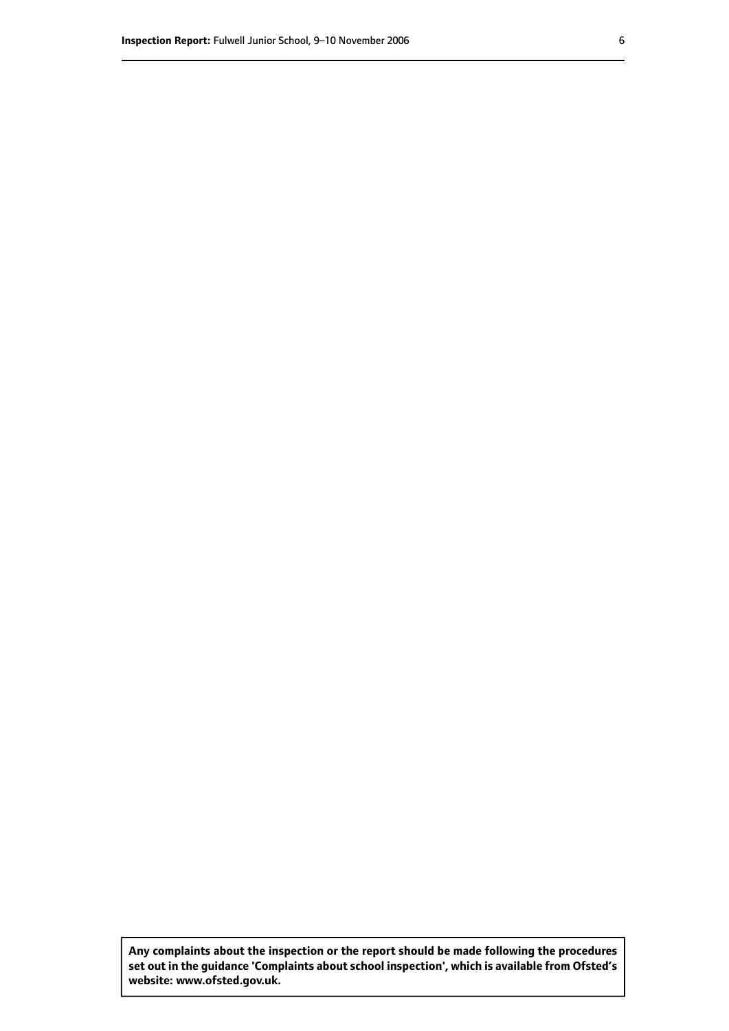**Any complaints about the inspection or the report should be made following the procedures set out in the guidance 'Complaints about school inspection', which is available from Ofsted's website: www.ofsted.gov.uk.**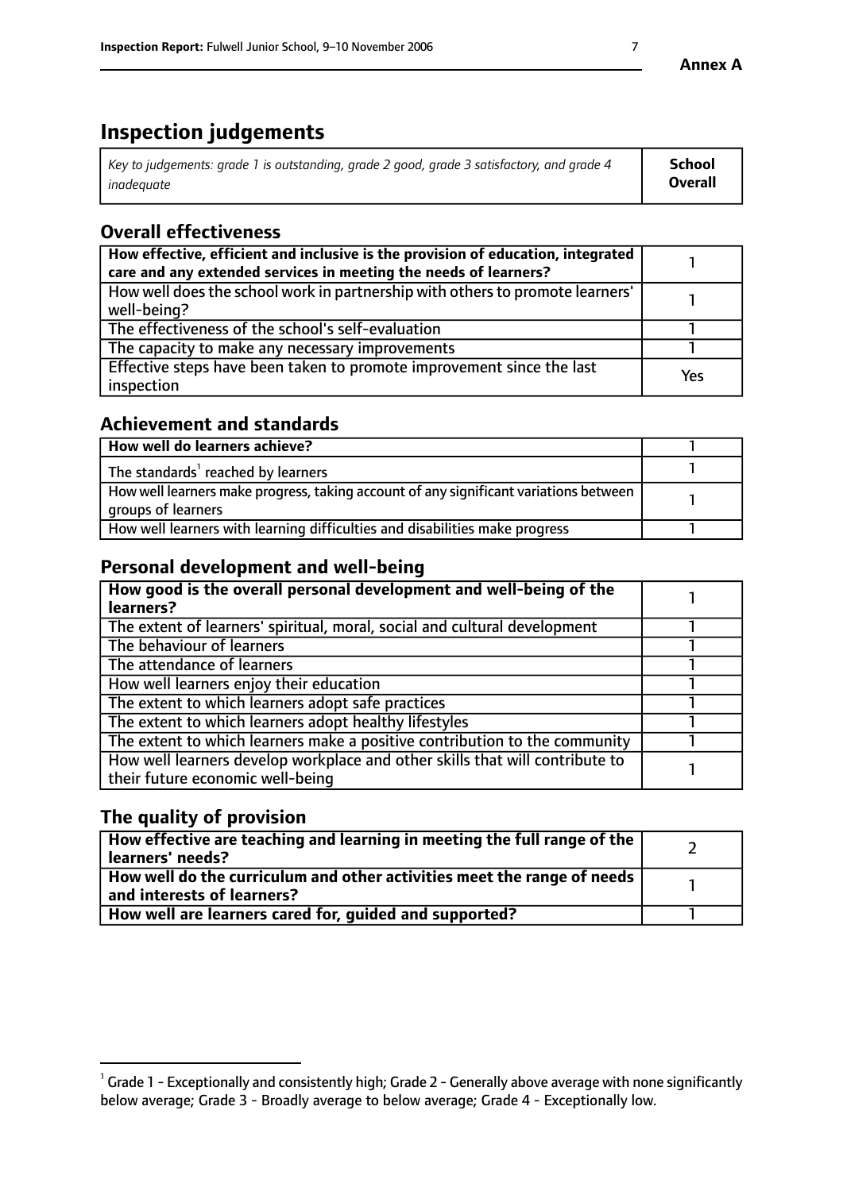**Annex A**

# Inspection judgements

| *Key to judgements: grade 1 is outstanding, grade 2 good, grade 3 satisfactory, and grade 4 inadequate* | **School Overall** |
|---|---|

## Overall effectiveness

| | |
|---|---|
| **How effective, efficient and inclusive is the provision of education, integrated care and any extended services in meeting the needs of learners?** | 1 |
| How well does the school work in partnership with others to promote learners' well-being? | 1 |
| The effectiveness of the school's self-evaluation | 1 |
| The capacity to make any necessary improvements | 1 |
| Effective steps have been taken to promote improvement since the last inspection | Yes |

## Achievement and standards

| | |
|---|---|
| **How well do learners achieve?** | 1 |
| The standards[1] reached by learners | 1 |
| How well learners make progress, taking account of any significant variations between groups of learners | 1 |
| How well learners with learning difficulties and disabilities make progress | 1 |

## Personal development and well-being

| | |
|---|---|
| **How good is the overall personal development and well-being of the learners?** | 1 |
| The extent of learners' spiritual, moral, social and cultural development | 1 |
| The behaviour of learners | 1 |
| The attendance of learners | 1 |
| How well learners enjoy their education | 1 |
| The extent to which learners adopt safe practices | 1 |
| The extent to which learners adopt healthy lifestyles | 1 |
| The extent to which learners make a positive contribution to the community | 1 |
| How well learners develop workplace and other skills that will contribute to their future economic well-being | 1 |

## The quality of provision

| | |
|---|---|
| **How effective are teaching and learning in meeting the full range of the learners' needs?** | 2 |
| **How well do the curriculum and other activities meet the range of needs and interests of learners?** | 1 |
| **How well are learners cared for, guided and supported?** | 1 |

[1] Grade 1 - Exceptionally and consistently high; Grade 2 - Generally above average with none significantly below average; Grade 3 - Broadly average to below average; Grade 4 - Exceptionally low.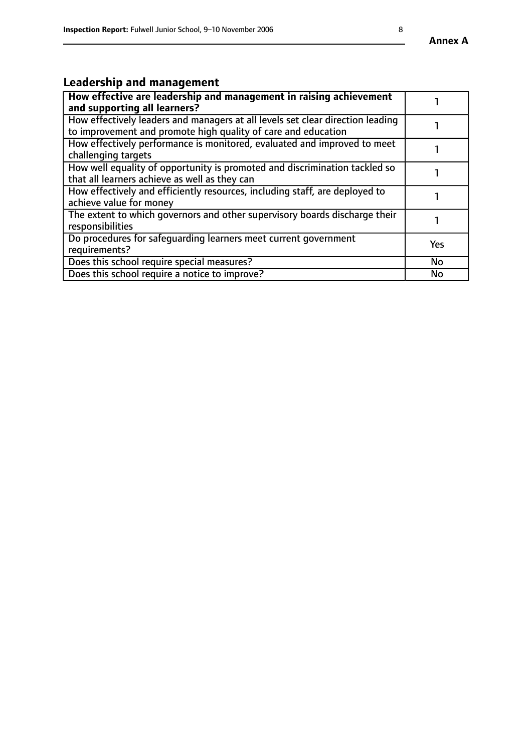## Leadership and management

| | |
|---|---|
| **How effective are leadership and management in raising achievement and supporting all learners?** | 1 |
| How effectively leaders and managers at all levels set clear direction leading to improvement and promote high quality of care and education | 1 |
| How effectively performance is monitored, evaluated and improved to meet challenging targets | 1 |
| How well equality of opportunity is promoted and discrimination tackled so that all learners achieve as well as they can | 1 |
| How effectively and efficiently resources, including staff, are deployed to achieve value for money | 1 |
| The extent to which governors and other supervisory boards discharge their responsibilities | 1 |
| Do procedures for safeguarding learners meet current government requirements? | Yes |
| Does this school require special measures? | No |
| Does this school require a notice to improve? | No |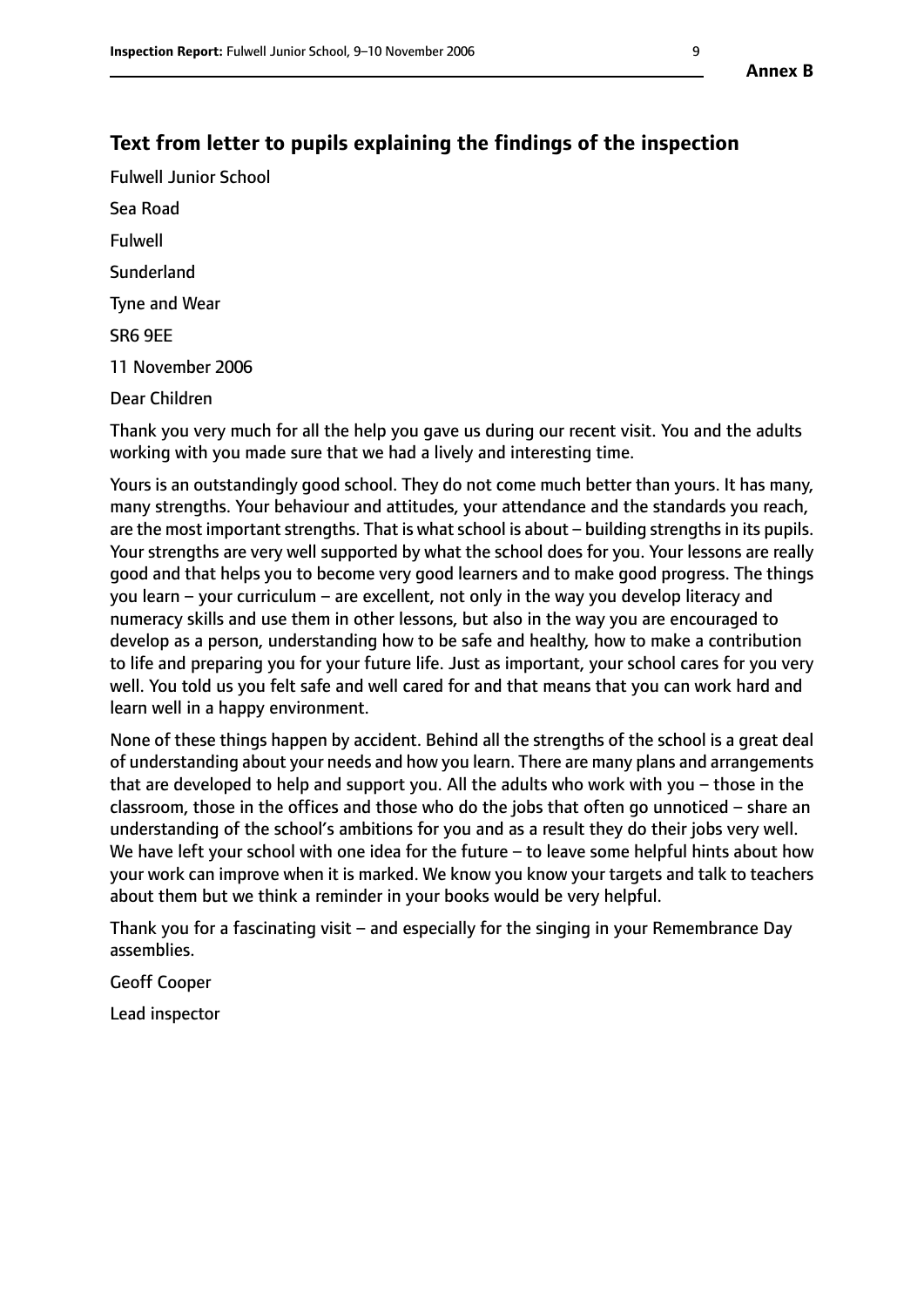## Text from letter to pupils explaining the findings of the inspection

Fulwell Junior School

Sea Road

Fulwell

Sunderland

Tyne and Wear

SR6 9EE

11 November 2006

Dear Children

Thank you very much for all the help you gave us during our recent visit. You and the adults working with you made sure that we had a lively and interesting time.

Yours is an outstandingly good school. They do not come much better than yours. It has many, many strengths. Your behaviour and attitudes, your attendance and the standards you reach, are the most important strengths. That is what school is about – building strengths in its pupils. Your strengths are very well supported by what the school does for you. Your lessons are really good and that helps you to become very good learners and to make good progress. The things you learn – your curriculum – are excellent, not only in the way you develop literacy and numeracy skills and use them in other lessons, but also in the way you are encouraged to develop as a person, understanding how to be safe and healthy, how to make a contribution to life and preparing you for your future life. Just as important, your school cares for you very well. You told us you felt safe and well cared for and that means that you can work hard and learn well in a happy environment.

None of these things happen by accident. Behind all the strengths of the school is a great deal of understanding about your needs and how you learn. There are many plans and arrangements that are developed to help and support you. All the adults who work with you – those in the classroom, those in the offices and those who do the jobs that often go unnoticed – share an understanding of the school's ambitions for you and as a result they do their jobs very well. We have left your school with one idea for the future – to leave some helpful hints about how your work can improve when it is marked. We know you know your targets and talk to teachers about them but we think a reminder in your books would be very helpful.

Thank you for a fascinating visit – and especially for the singing in your Remembrance Day assemblies.

Geoff Cooper

Lead inspector